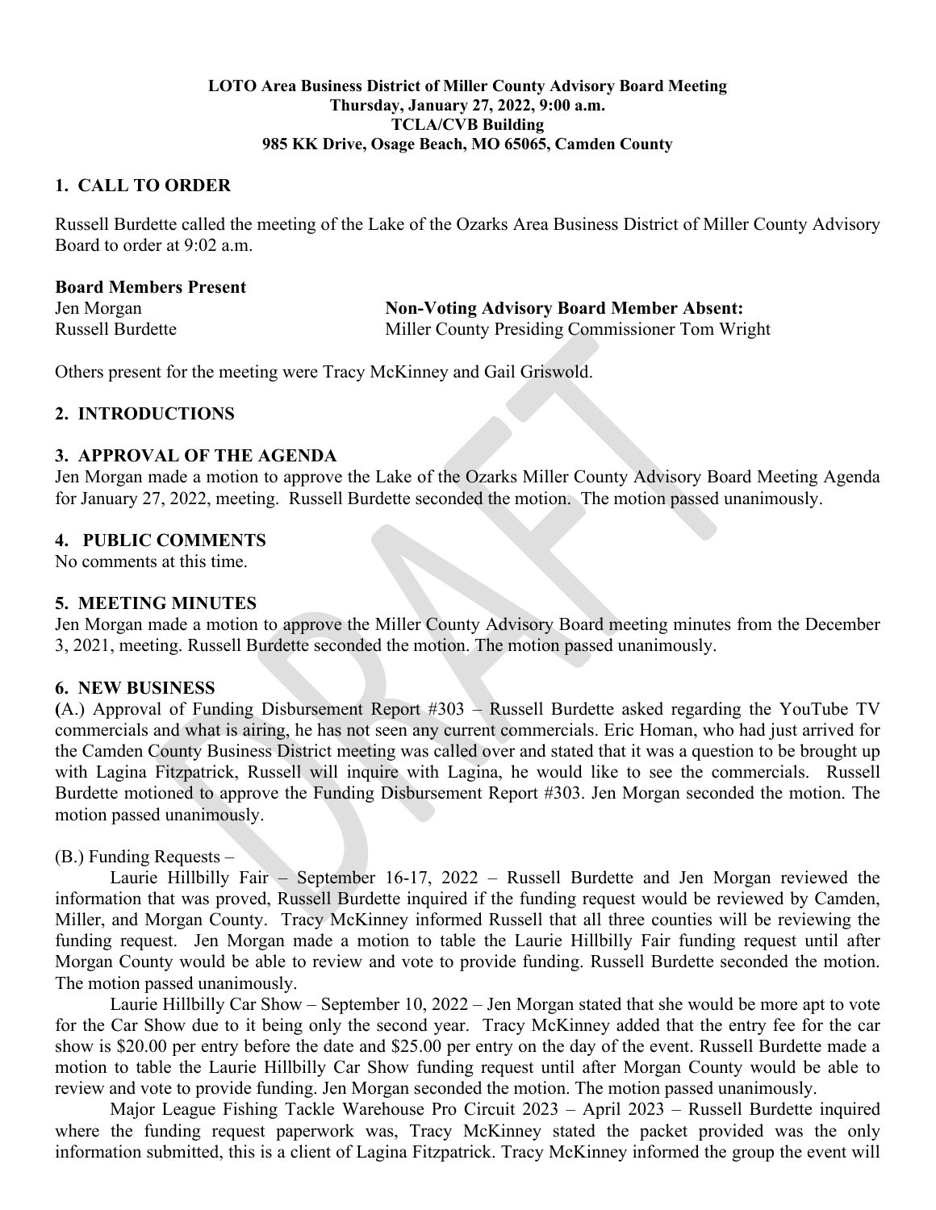**LOTO Area Business District of Miller County Advisory Board Meeting**
**Thursday, January 27, 2022, 9:00 a.m.**
**TCLA/CVB Building**
**985 KK Drive, Osage Beach, MO 65065, Camden County**

## 1. CALL TO ORDER

Russell Burdette called the meeting of the Lake of the Ozarks Area Business District of Miller County Advisory Board to order at 9:02 a.m.

**Board Members Present**
Jen Morgan
Russell Burdette

**Non-Voting Advisory Board Member Absent:**
Miller County Presiding Commissioner Tom Wright

Others present for the meeting were Tracy McKinney and Gail Griswold.

## 2. INTRODUCTIONS

## 3. APPROVAL OF THE AGENDA

Jen Morgan made a motion to approve the Lake of the Ozarks Miller County Advisory Board Meeting Agenda for January 27, 2022, meeting. Russell Burdette seconded the motion. The motion passed unanimously.

## 4. PUBLIC COMMENTS

No comments at this time.

## 5. MEETING MINUTES

Jen Morgan made a motion to approve the Miller County Advisory Board meeting minutes from the December 3, 2021, meeting. Russell Burdette seconded the motion. The motion passed unanimously.

## 6. NEW BUSINESS

(A.) Approval of Funding Disbursement Report #303 – Russell Burdette asked regarding the YouTube TV commercials and what is airing, he has not seen any current commercials. Eric Homan, who had just arrived for the Camden County Business District meeting was called over and stated that it was a question to be brought up with Lagina Fitzpatrick, Russell will inquire with Lagina, he would like to see the commercials. Russell Burdette motioned to approve the Funding Disbursement Report #303. Jen Morgan seconded the motion. The motion passed unanimously.

(B.) Funding Requests –

Laurie Hillbilly Fair – September 16-17, 2022 – Russell Burdette and Jen Morgan reviewed the information that was proved, Russell Burdette inquired if the funding request would be reviewed by Camden, Miller, and Morgan County. Tracy McKinney informed Russell that all three counties will be reviewing the funding request. Jen Morgan made a motion to table the Laurie Hillbilly Fair funding request until after Morgan County would be able to review and vote to provide funding. Russell Burdette seconded the motion. The motion passed unanimously.

Laurie Hillbilly Car Show – September 10, 2022 – Jen Morgan stated that she would be more apt to vote for the Car Show due to it being only the second year. Tracy McKinney added that the entry fee for the car show is $20.00 per entry before the date and $25.00 per entry on the day of the event. Russell Burdette made a motion to table the Laurie Hillbilly Car Show funding request until after Morgan County would be able to review and vote to provide funding. Jen Morgan seconded the motion. The motion passed unanimously.

Major League Fishing Tackle Warehouse Pro Circuit 2023 – April 2023 – Russell Burdette inquired where the funding request paperwork was, Tracy McKinney stated the packet provided was the only information submitted, this is a client of Lagina Fitzpatrick. Tracy McKinney informed the group the event will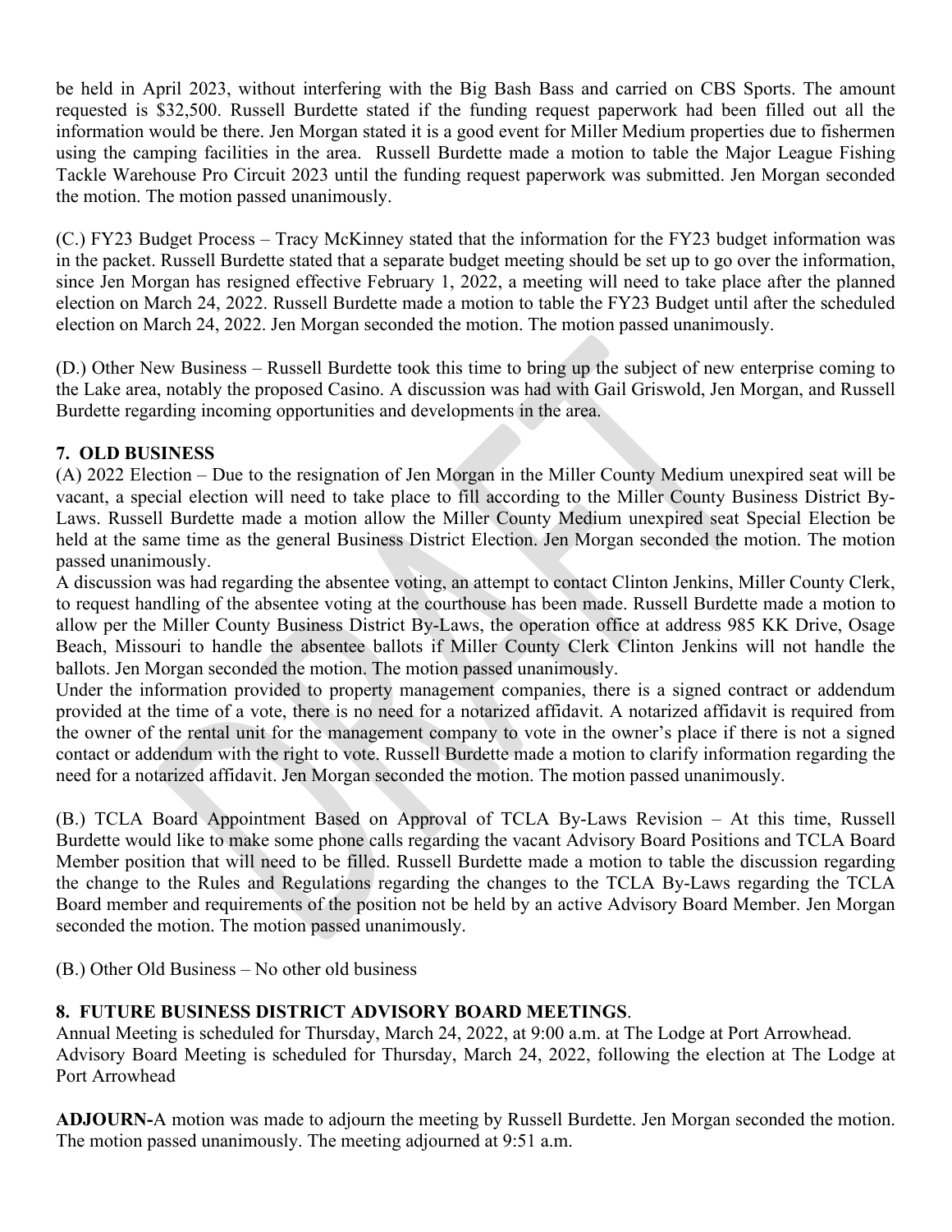be held in April 2023, without interfering with the Big Bash Bass and carried on CBS Sports. The amount requested is $32,500. Russell Burdette stated if the funding request paperwork had been filled out all the information would be there. Jen Morgan stated it is a good event for Miller Medium properties due to fishermen using the camping facilities in the area. Russell Burdette made a motion to table the Major League Fishing Tackle Warehouse Pro Circuit 2023 until the funding request paperwork was submitted. Jen Morgan seconded the motion. The motion passed unanimously.

(C.) FY23 Budget Process – Tracy McKinney stated that the information for the FY23 budget information was in the packet. Russell Burdette stated that a separate budget meeting should be set up to go over the information, since Jen Morgan has resigned effective February 1, 2022, a meeting will need to take place after the planned election on March 24, 2022. Russell Burdette made a motion to table the FY23 Budget until after the scheduled election on March 24, 2022. Jen Morgan seconded the motion. The motion passed unanimously.

(D.) Other New Business – Russell Burdette took this time to bring up the subject of new enterprise coming to the Lake area, notably the proposed Casino. A discussion was had with Gail Griswold, Jen Morgan, and Russell Burdette regarding incoming opportunities and developments in the area.

**7. OLD BUSINESS**

(A) 2022 Election – Due to the resignation of Jen Morgan in the Miller County Medium unexpired seat will be vacant, a special election will need to take place to fill according to the Miller County Business District By-Laws. Russell Burdette made a motion allow the Miller County Medium unexpired seat Special Election be held at the same time as the general Business District Election. Jen Morgan seconded the motion. The motion passed unanimously.

A discussion was had regarding the absentee voting, an attempt to contact Clinton Jenkins, Miller County Clerk, to request handling of the absentee voting at the courthouse has been made. Russell Burdette made a motion to allow per the Miller County Business District By-Laws, the operation office at address 985 KK Drive, Osage Beach, Missouri to handle the absentee ballots if Miller County Clerk Clinton Jenkins will not handle the ballots. Jen Morgan seconded the motion. The motion passed unanimously.

Under the information provided to property management companies, there is a signed contract or addendum provided at the time of a vote, there is no need for a notarized affidavit. A notarized affidavit is required from the owner of the rental unit for the management company to vote in the owner's place if there is not a signed contact or addendum with the right to vote. Russell Burdette made a motion to clarify information regarding the need for a notarized affidavit. Jen Morgan seconded the motion. The motion passed unanimously.

(B.) TCLA Board Appointment Based on Approval of TCLA By-Laws Revision – At this time, Russell Burdette would like to make some phone calls regarding the vacant Advisory Board Positions and TCLA Board Member position that will need to be filled. Russell Burdette made a motion to table the discussion regarding the change to the Rules and Regulations regarding the changes to the TCLA By-Laws regarding the TCLA Board member and requirements of the position not be held by an active Advisory Board Member. Jen Morgan seconded the motion. The motion passed unanimously.

(B.) Other Old Business – No other old business

**8. FUTURE BUSINESS DISTRICT ADVISORY BOARD MEETINGS**.

Annual Meeting is scheduled for Thursday, March 24, 2022, at 9:00 a.m. at The Lodge at Port Arrowhead.
Advisory Board Meeting is scheduled for Thursday, March 24, 2022, following the election at The Lodge at Port Arrowhead

**ADJOURN-**A motion was made to adjourn the meeting by Russell Burdette. Jen Morgan seconded the motion. The motion passed unanimously. The meeting adjourned at 9:51 a.m.